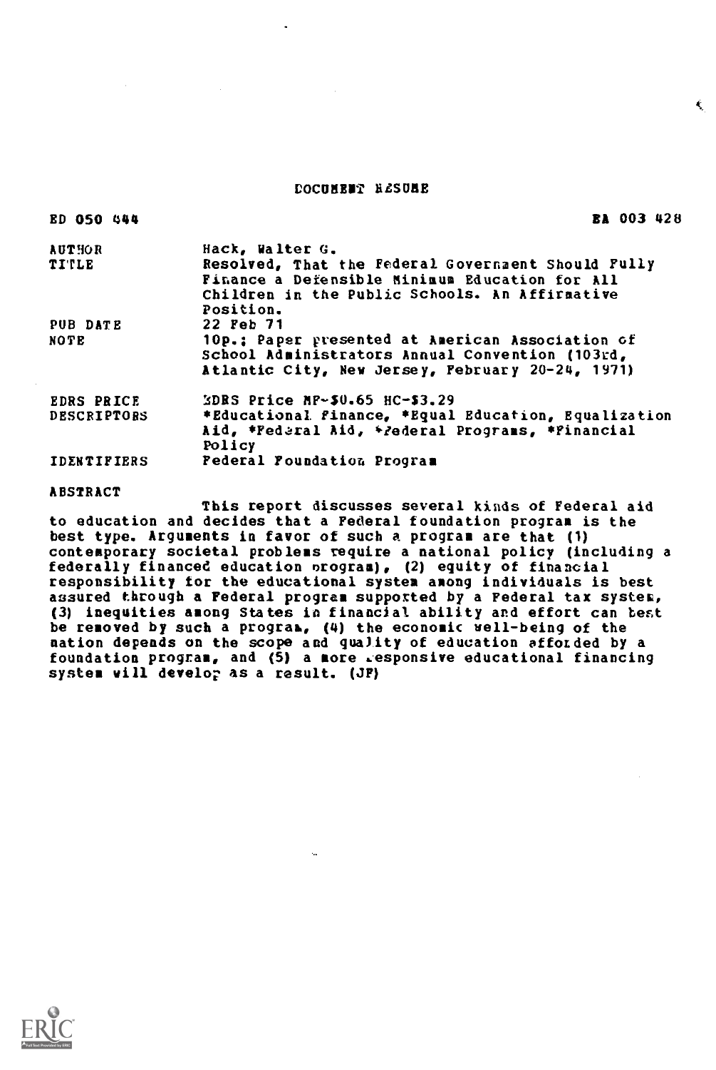# DOCUMENT RESUME

| | | |
|---|---|---|
| ED 050 044 | | EA 003 428 |
| AUTHOR | Hack, Walter G. | |
| TITLE | Resolved, That the Federal Government Should Fully Finance a Defensible Minimum Education for All Children in the Public Schools. An Affirmative Position. | |
| PUB DATE | 22 Feb 71 | |
| NOTE | 10p.; Paper presented at American Association of School Administrators Annual Convention (103rd, Atlantic City, New Jersey, February 20-24, 1971) | |
| EDRS PRICE | EDRS Price MF-$0.65 HC-$3.29 | |
| DESCRIPTORS | *Educational Finance, *Equal Education, Equalization Aid, *Federal Aid, *Federal Programs, *Financial Policy | |
| IDENTIFIERS | Federal Foundation Program | |

## ABSTRACT

This report discusses several kinds of Federal aid to education and decides that a Federal foundation program is the best type. Arguments in favor of such a program are that (1) contemporary societal problems require a national policy (including a federally financed education program), (2) equity of financial responsibility for the educational system among individuals is best assured through a Federal program supported by a Federal tax system, (3) inequities among States in financial ability and effort can best be removed by such a program, (4) the economic well-being of the nation depends on the scope and quality of education afforded by a foundation program, and (5) a more responsive educational financing system will develop as a result. (JF)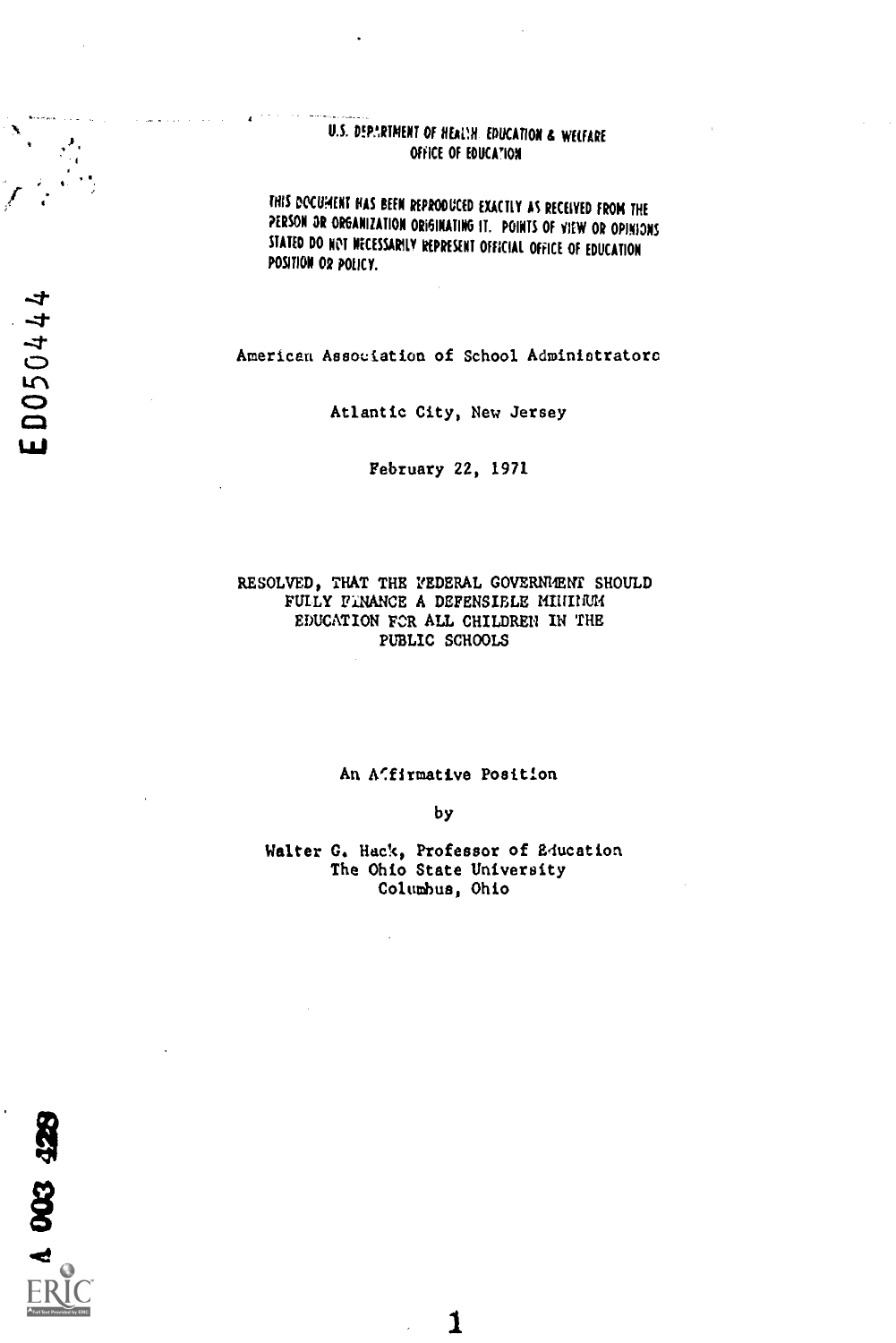U.S. DEPARTMENT OF HEALTH EDUCATION & WELFARE
OFFICE OF EDUCATION

THIS DOCUMENT HAS BEEN REPRODUCED EXACTLY AS RECEIVED FROM THE PERSON OR ORGANIZATION ORIGINATING IT. POINTS OF VIEW OR OPINIONS STATED DO NOT NECESSARILY REPRESENT OFFICIAL OFFICE OF EDUCATION POSITION OR POLICY.

ED050444

American Association of School Administrators

Atlantic City, New Jersey

February 22, 1971

RESOLVED, THAT THE FEDERAL GOVERNMENT SHOULD FULLY FINANCE A DEFENSIBLE MINIMUM EDUCATION FOR ALL CHILDREN IN THE PUBLIC SCHOOLS

An Affirmative Position

by

Walter G. Hack, Professor of Education
The Ohio State University
Columbus, Ohio

EA 003 428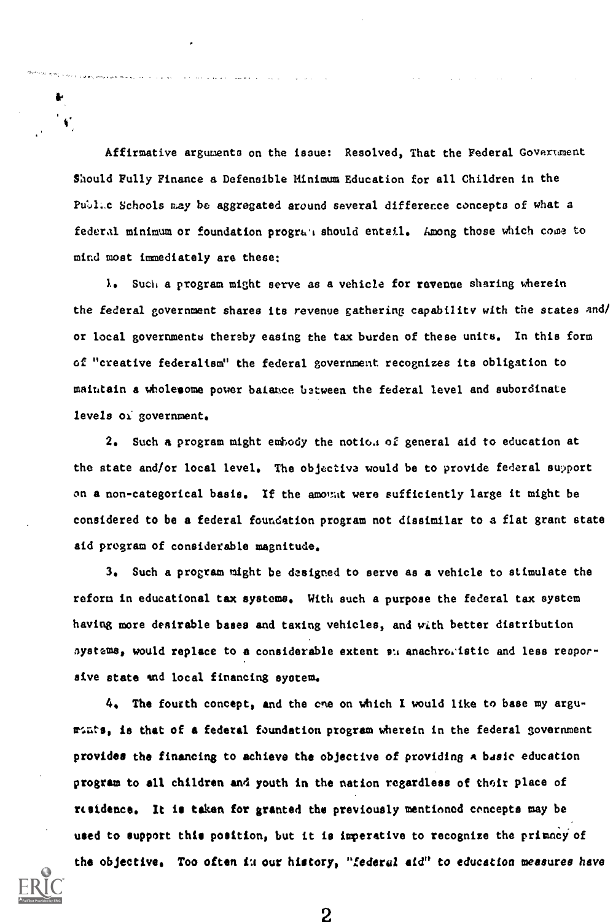Affirmative arguments on the issue: Resolved, That the Federal Government Should Fully Finance a Defensible Minimum Education for all Children in the Public Schools may be aggregated around several difference concepts of what a federal minimum or foundation program should entail. Among those which come to mind most immediately are these:

1. Such a program might serve as a vehicle for revenue sharing wherein the federal government shares its revenue gathering capability with the states and/or local governments thereby easing the tax burden of these units. In this form of "creative federalism" the federal government recognizes its obligation to maintain a wholesome power balance between the federal level and subordinate levels of government.

2. Such a program might embody the notion of general aid to education at the state and/or local level. The objective would be to provide federal support on a non-categorical basis. If the amount were sufficiently large it might be considered to be a federal foundation program not dissimilar to a flat grant state aid program of considerable magnitude.

3. Such a program might be designed to serve as a vehicle to stimulate the reform in educational tax systems. With such a purpose the federal tax system having more desirable bases and taxing vehicles, and with better distribution systems, would replace to a considerable extent an anachronistic and less responsive state and local financing system.

4. The fourth concept, and the one on which I would like to base my arguments, is that of a federal foundation program wherein in the federal government provides the financing to achieve the objective of providing a basic education program to all children and youth in the nation regardless of their place of residence. It is taken for granted the previously mentioned concepts may be used to support this position, but it is imperative to recognize the primacy of the objective. Too often in our history, *"federal aid" to education measures have*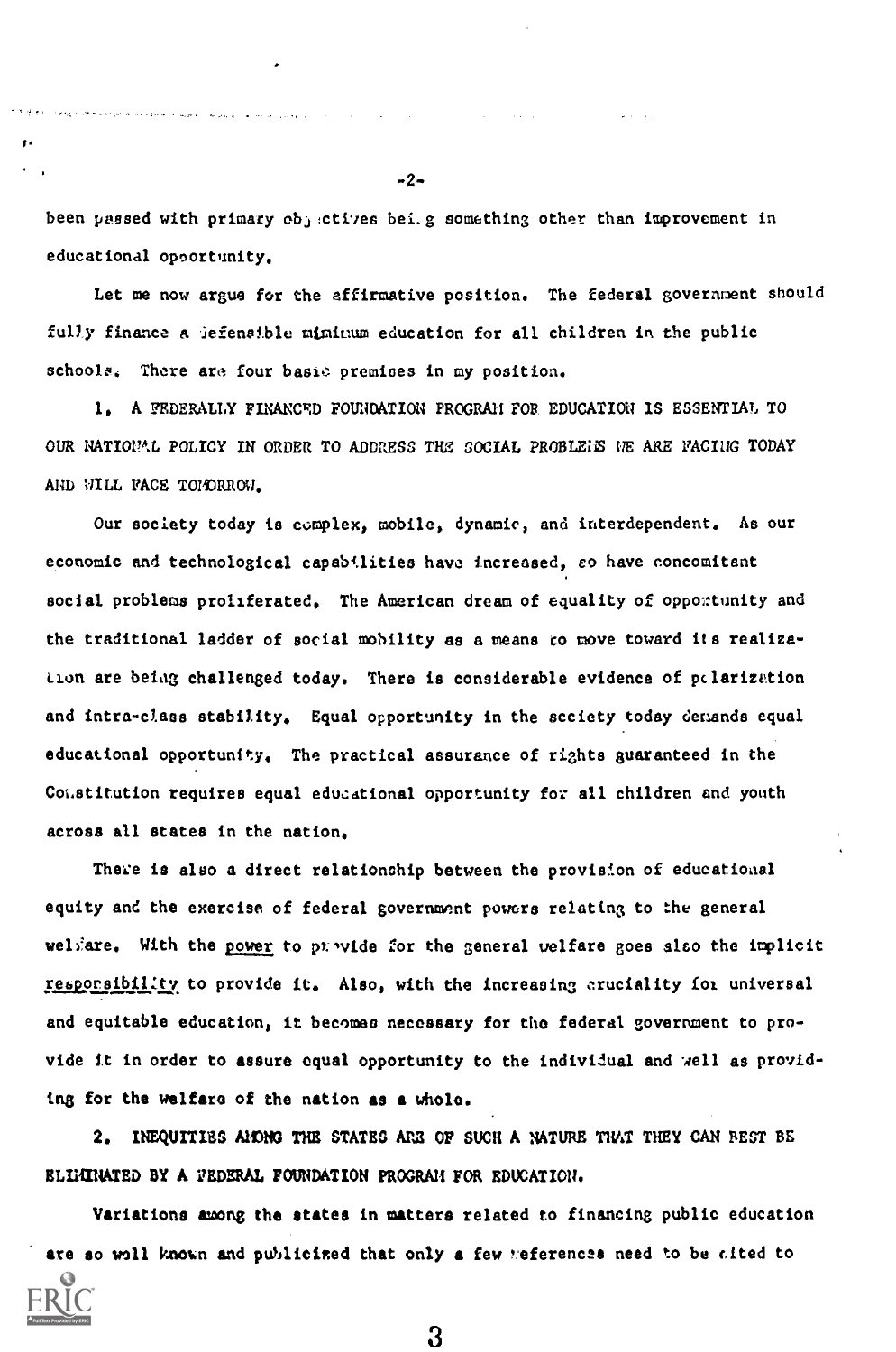been passed with primary objectives being something other than improvement in educational opportunity.

Let me now argue for the affirmative position. The federal government should fully finance a defensible minimum education for all children in the public schools. There are four basic premises in my position.

1. A FEDERALLY FINANCED FOUNDATION PROGRAM FOR EDUCATION IS ESSENTIAL TO OUR NATIONAL POLICY IN ORDER TO ADDRESS THE SOCIAL PROBLEMS WE ARE FACING TODAY AND WILL FACE TOMORROW.

Our society today is complex, mobile, dynamic, and interdependent. As our economic and technological capabilities have increased, so have concomitant social problems proliferated. The American dream of equality of opportunity and the traditional ladder of social mobility as a means to move toward its realization are being challenged today. There is considerable evidence of polarization and intra-class stability. Equal opportunity in the society today demands equal educational opportunity. The practical assurance of rights guaranteed in the Constitution requires equal educational opportunity for all children and youth across all states in the nation.

There is also a direct relationship between the provision of educational equity and the exercise of federal government powers relating to the general welfare. With the <u>power</u> to provide for the general welfare goes also the implicit <u>responsibility</u> to provide it. Also, with the increasing cruciality for universal and equitable education, it becomes necessary for the federal government to provide it in order to assure equal opportunity to the individual and well as providing for the welfare of the nation as a whole.

2. INEQUITIES AMONG THE STATES ARE OF SUCH A NATURE THAT THEY CAN BEST BE ELIMINATED BY A FEDERAL FOUNDATION PROGRAM FOR EDUCATION.

Variations among the states in matters related to financing public education are so well known and publicized that only a few references need to be cited to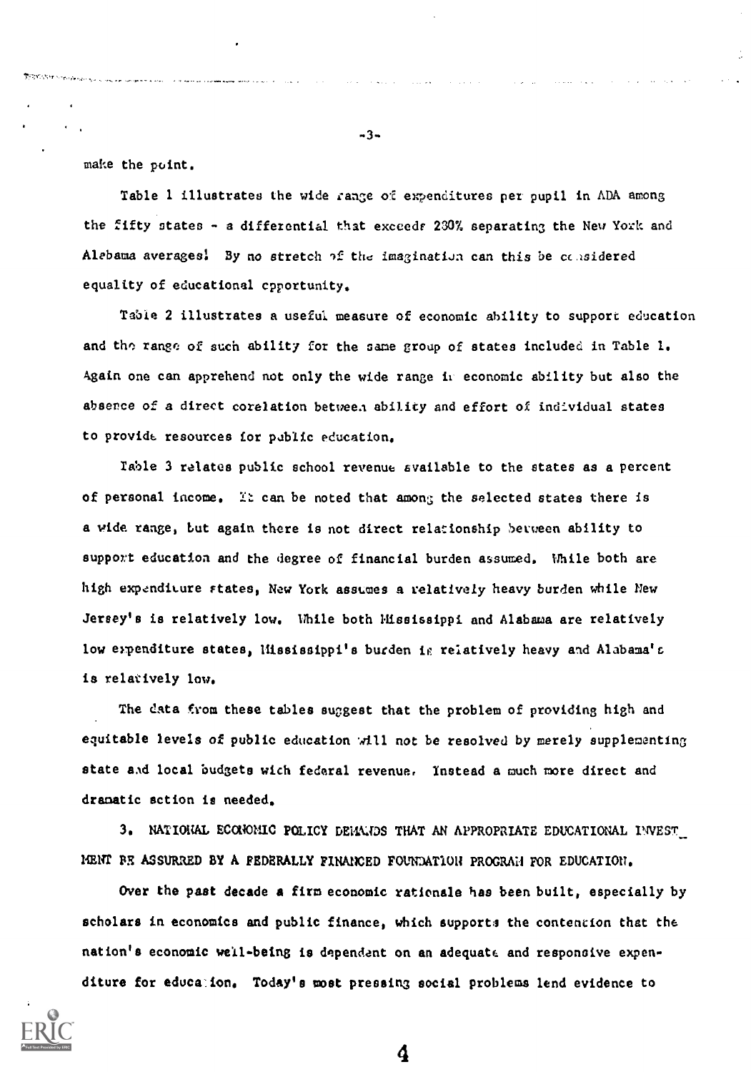make the point.

Table 1 illustrates the wide range of expenditures per pupil in ADA among the fifty states - a differential that exceeds 230% separating the New York and Alabama averages! By no stretch of the imagination can this be considered equality of educational opportunity.

Table 2 illustrates a useful measure of economic ability to support education and the range of such ability for the same group of states included in Table 1. Again one can apprehend not only the wide range in economic ability but also the absence of a direct corelation between ability and effort of individual states to provide resources for public education.

Table 3 relates public school revenue available to the states as a percent of personal income. It can be noted that among the selected states there is a wide range, but again there is not direct relationship between ability to support education and the degree of financial burden assumed. While both are high expenditure states, New York assumes a relatively heavy burden while New Jersey's is relatively low. While both Mississippi and Alabama are relatively low expenditure states, Mississippi's burden is relatively heavy and Alabama's is relatively low.

The data from these tables suggest that the problem of providing high and equitable levels of public education will not be resolved by merely supplementing state and local budgets with federal revenue. Instead a much more direct and dramatic action is needed.

3. NATIONAL ECONOMIC POLICY DEMANDS THAT AN APPROPRIATE EDUCATIONAL INVESTMENT BE ASSURRED BY A FEDERALLY FINANCED FOUNDATION PROGRAM FOR EDUCATION.

Over the past decade a firm economic rationale has been built, especially by scholars in economics and public finance, which supports the contention that the nation's economic well-being is dependent on an adequate and responsive expenditure for education. Today's most pressing social problems lend evidence to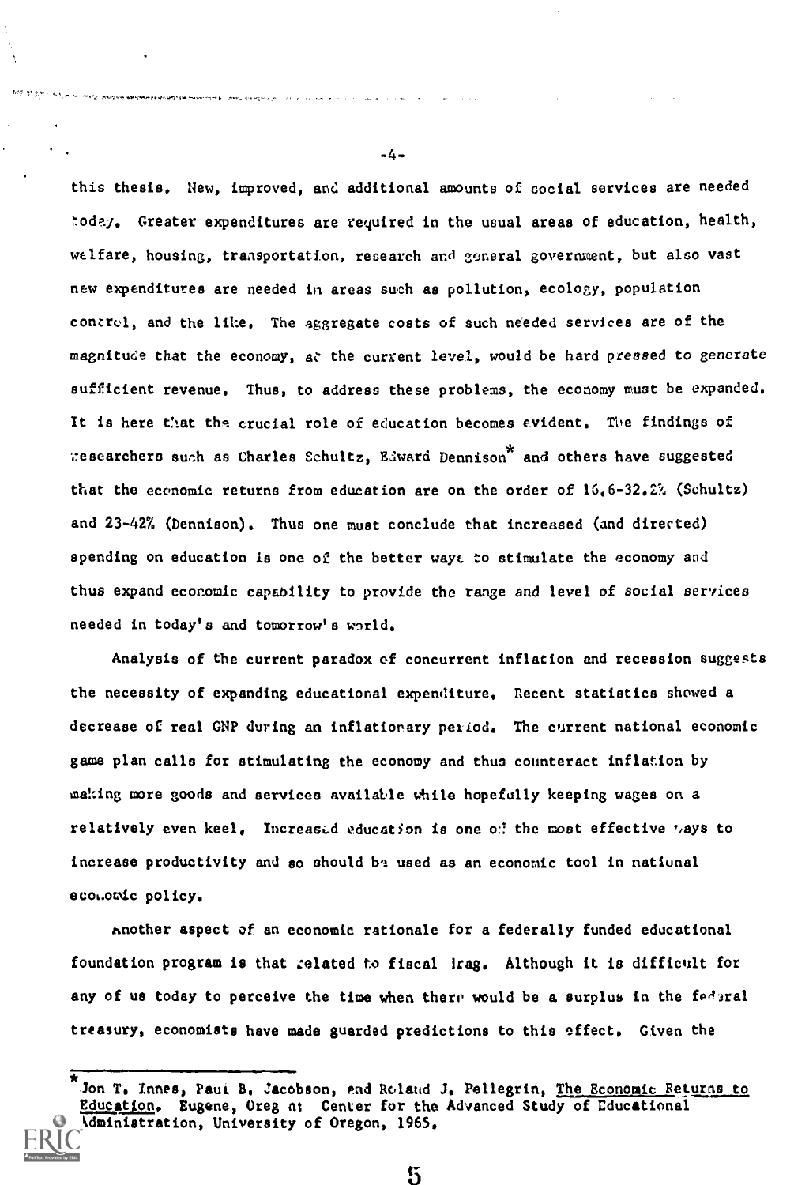this thesis. New, improved, and additional amounts of social services are needed today. Greater expenditures are required in the usual areas of education, health, welfare, housing, transportation, research and general government, but also vast new expenditures are needed in areas such as pollution, ecology, population control, and the like. The aggregate costs of such needed services are of the magnitude that the economy, at the current level, would be hard pressed to generate sufficient revenue. Thus, to address these problems, the economy must be expanded. It is here that the crucial role of education becomes evident. The findings of researchers such as Charles Schultz, Edward Dennison* and others have suggested that the economic returns from education are on the order of 16.6-32.2% (Schultz) and 23-42% (Dennison). Thus one must conclude that increased (and directed) spending on education is one of the better ways to stimulate the economy and thus expand economic capability to provide the range and level of social services needed in today's and tomorrow's world.

Analysis of the current paradox of concurrent inflation and recession suggests the necessity of expanding educational expenditure. Recent statistics showed a decrease of real GNP during an inflationary period. The current national economic game plan calls for stimulating the economy and thus counteract inflation by making more goods and services available while hopefully keeping wages on a relatively even keel. Increased education is one of the most effective ways to increase productivity and so should be used as an economic tool in national economic policy.

Another aspect of an economic rationale for a federally funded educational foundation program is that related to fiscal drag. Although it is difficult for any of us today to perceive the time when there would be a surplus in the federal treasury, economists have made guarded predictions to this effect. Given the

---

*Jon T. Innes, Paul B. Jacobson, and Roland J. Pellegrin, The Economic Returns to Education. Eugene, Oregon: Center for the Advanced Study of Educational Administration, University of Oregon, 1965.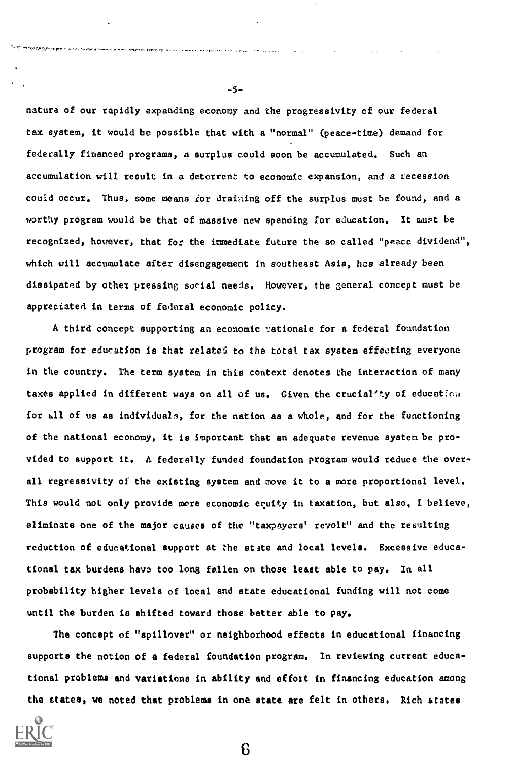nature of our rapidly expanding economy and the progressivity of our federal tax system, it would be possible that with a "normal" (peace-time) demand for federally financed programs, a surplus could soon be accumulated. Such an accumulation will result in a deterrent to economic expansion, and a recession could occur. Thus, some means for draining off the surplus must be found, and a worthy program would be that of massive new spending for education. It must be recognized, however, that for the immediate future the so called "peace dividend", which will accumulate after disengagement in southeast Asia, has already been dissipated by other pressing social needs. However, the general concept must be appreciated in terms of federal economic policy.

A third concept supporting an economic rationale for a federal foundation program for education is that related to the total tax system effecting everyone in the country. The term system in this context denotes the interaction of many taxes applied in different ways on all of us. Given the crucial'ty of education for all of us as individuals, for the nation as a whole, and for the functioning of the national economy, it is important that an adequate revenue system be provided to support it. A federally funded foundation program would reduce the overall regressivity of the existing system and move it to a more proportional level. This would not only provide more economic equity in taxation, but also, I believe, eliminate one of the major causes of the "taxpayers' revolt" and the resulting reduction of educational support at the state and local levels. Excessive educational tax burdens have too long fallen on those least able to pay. In all probability higher levels of local and state educational funding will not come until the burden is shifted toward those better able to pay.

The concept of "spillover" or neighborhood effects in educational financing supports the notion of a federal foundation program. In reviewing current educational problems and variations in ability and effort in financing education among the states, we noted that problems in one state are felt in others. Rich states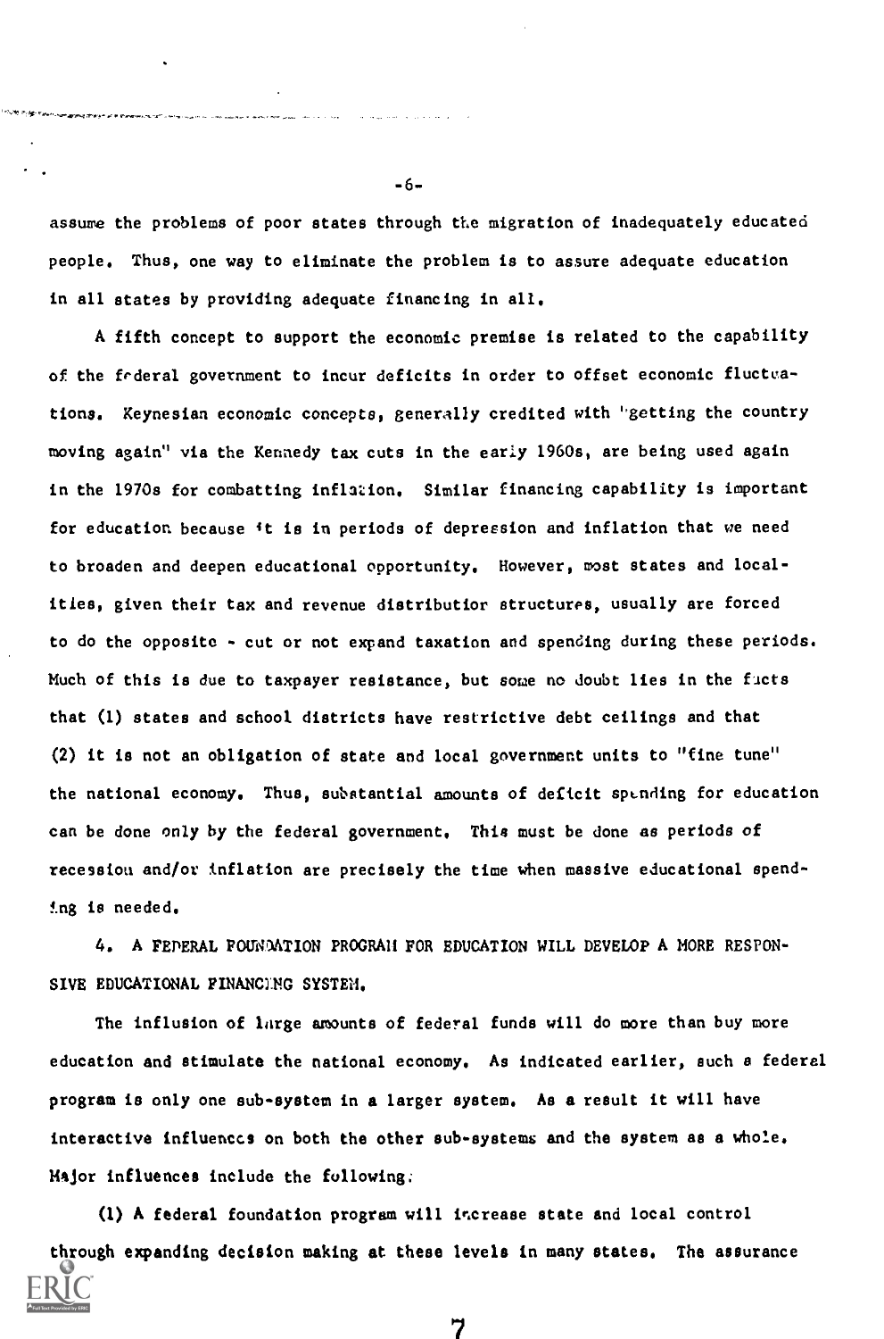assume the problems of poor states through the migration of inadequately educated people. Thus, one way to eliminate the problem is to assure adequate education in all states by providing adequate financing in all.

A fifth concept to support the economic premise is related to the capability of the federal government to incur deficits in order to offset economic fluctuations. Keynesian economic concepts, generally credited with "getting the country moving again" via the Kennedy tax cuts in the early 1960s, are being used again in the 1970s for combatting inflation. Similar financing capability is important for education because it is in periods of depression and inflation that we need to broaden and deepen educational opportunity. However, most states and localities, given their tax and revenue distribution structures, usually are forced to do the opposite - cut or not expand taxation and spending during these periods. Much of this is due to taxpayer resistance, but some no doubt lies in the facts that (1) states and school districts have restrictive debt ceilings and that (2) it is not an obligation of state and local government units to "fine tune" the national economy. Thus, substantial amounts of deficit spending for education can be done only by the federal government. This must be done as periods of recession and/or inflation are precisely the time when massive educational spending is needed.

4. A FEDERAL FOUNDATION PROGRAM FOR EDUCATION WILL DEVELOP A MORE RESPONSIVE EDUCATIONAL FINANCING SYSTEM.

The influsion of large amounts of federal funds will do more than buy more education and stimulate the national economy. As indicated earlier, such a federal program is only one sub-system in a larger system. As a result it will have interactive influences on both the other sub-systems and the system as a whole. Major influences include the following:

(1) A federal foundation program will increase state and local control through expanding decision making at these levels in many states. The assurance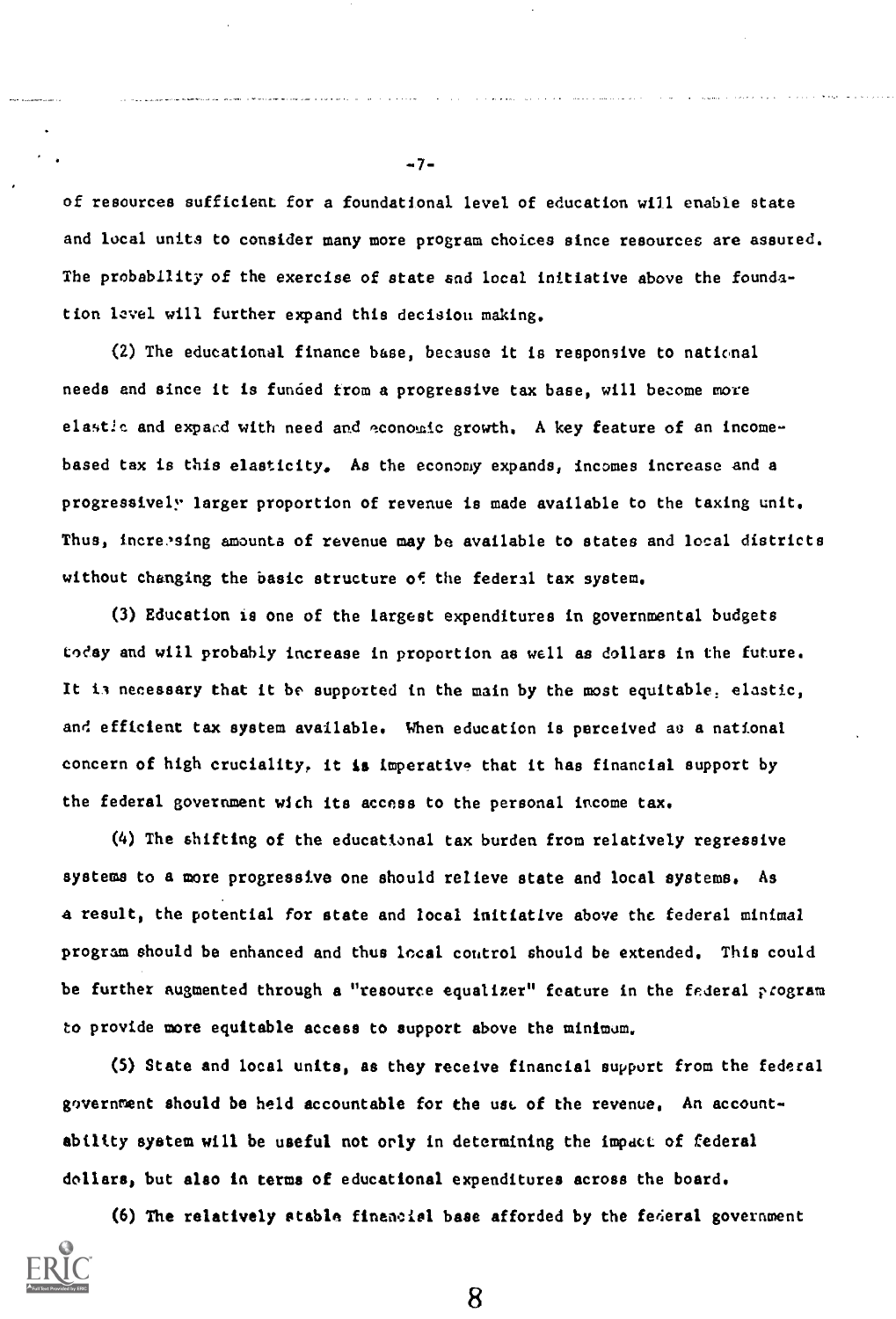of resources sufficient for a foundational level of education will enable state and local units to consider many more program choices since resources are assured. The probability of the exercise of state and local initiative above the foundation level will further expand this decision making.

(2) The educational finance base, because it is responsive to national needs and since it is funded from a progressive tax base, will become more elastic and expand with need and economic growth. A key feature of an income-based tax is this elasticity. As the economy expands, incomes increase and a progressively larger proportion of revenue is made available to the taxing unit. Thus, increasing amounts of revenue may be available to states and local districts without changing the basic structure of the federal tax system.

(3) Education is one of the largest expenditures in governmental budgets today and will probably increase in proportion as well as dollars in the future. It is necessary that it be supported in the main by the most equitable, elastic, and efficient tax system available. When education is perceived as a national concern of high cruciality, it is imperative that it has financial support by the federal government with its access to the personal income tax.

(4) The shifting of the educational tax burden from relatively regressive systems to a more progressive one should relieve state and local systems. As a result, the potential for state and local initiative above the federal minimal program should be enhanced and thus local control should be extended. This could be further augmented through a "resource equalizer" feature in the federal program to provide more equitable access to support above the minimum.

(5) State and local units, as they receive financial support from the federal government should be held accountable for the use of the revenue. An accountability system will be useful not only in determining the impact of federal dollars, but also in terms of educational expenditures across the board.

(6) The relatively stable financial base afforded by the federal government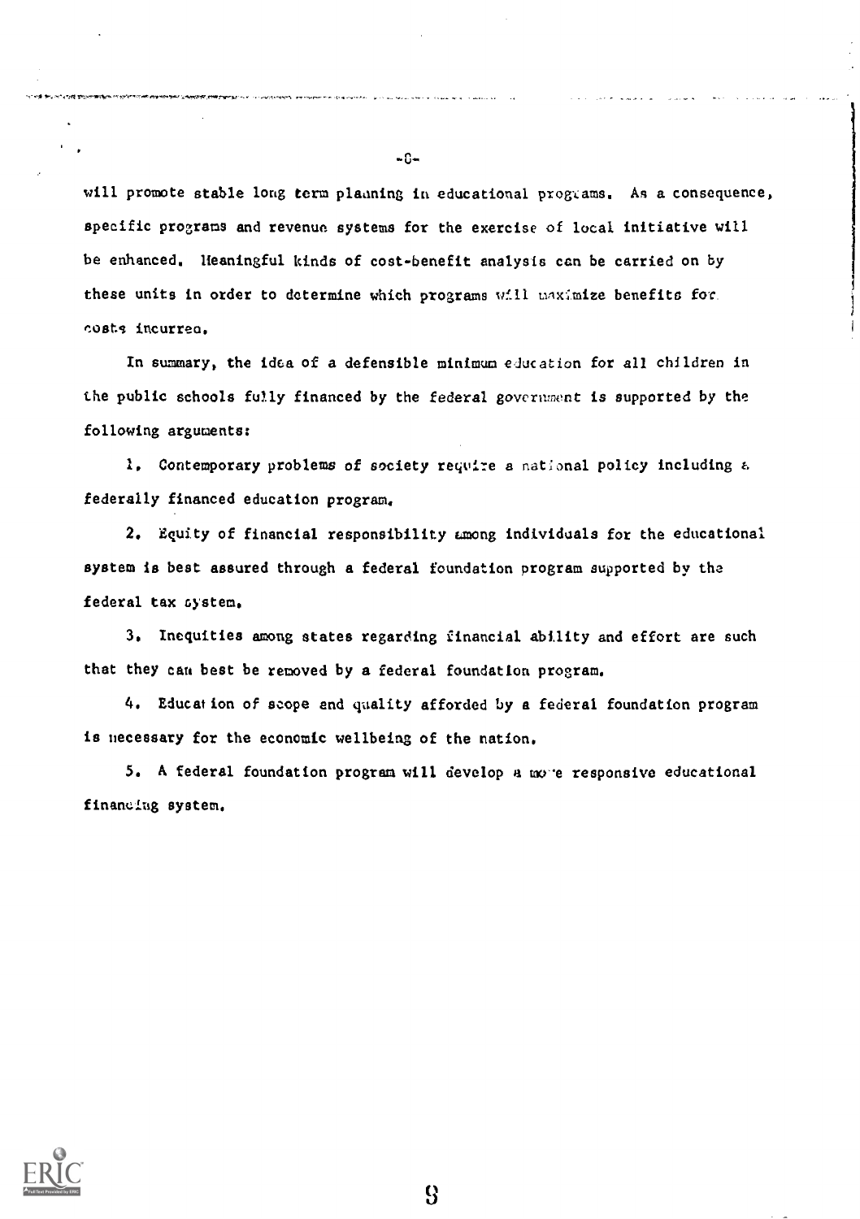will promote stable long term planning in educational programs. As a consequence, specific programs and revenue systems for the exercise of local initiative will be enhanced. Meaningful kinds of cost-benefit analysis can be carried on by these units in order to determine which programs will maximize benefits for costs incurred.

In summary, the idea of a defensible minimum education for all children in the public schools fully financed by the federal government is supported by the following arguments:

1. Contemporary problems of society require a national policy including a federally financed education program.

2. Equity of financial responsibility among individuals for the educational system is best assured through a federal foundation program supported by the federal tax system.

3. Inequities among states regarding financial ability and effort are such that they can best be removed by a federal foundation program.

4. Education of scope and quality afforded by a federal foundation program is necessary for the economic wellbeing of the nation.

5. A federal foundation program will develop a more responsive educational financing system.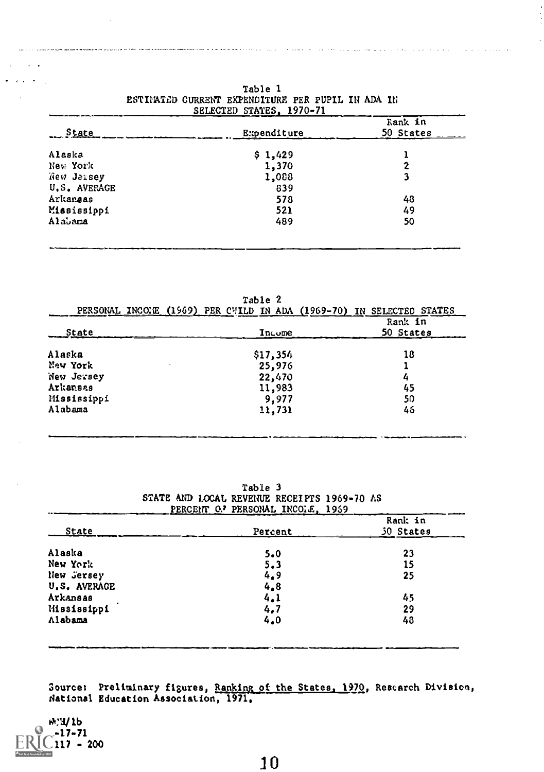Table 1
ESTIMATED CURRENT EXPENDITURE PER PUPIL IN ADA IN SELECTED STATES, 1970-71

| State | Expenditure | Rank in 50 States |
|---|---|---|
| Alaska | $ 1,429 | 1 |
| New York | 1,370 | 2 |
| New Jersey | 1,088 | 3 |
| U.S. AVERAGE | 839 | |
| Arkansas | 578 | 48 |
| Mississippi | 521 | 49 |
| Alabama | 489 | 50 |

Table 2
PERSONAL INCOME (1969) PER CHILD IN ADA (1969-70) IN SELECTED STATES

| State | Income | Rank in 50 States |
|---|---|---|
| Alaska | $17,354 | 18 |
| New York | 25,976 | 1 |
| New Jersey | 22,470 | 4 |
| Arkansas | 11,983 | 45 |
| Mississippi | 9,977 | 50 |
| Alabama | 11,731 | 46 |

Table 3
STATE AND LOCAL REVENUE RECEIPTS 1969-70 AS PERCENT OF PERSONAL INCOME, 1969

| State | Percent | Rank in 50 States |
|---|---|---|
| Alaska | 5.0 | 23 |
| New York | 5.3 | 15 |
| New Jersey | 4.9 | 25 |
| U.S. AVERAGE | 4.8 | |
| Arkansas | 4.1 | 45 |
| Mississippi | 4.7 | 29 |
| Alabama | 4.0 | 48 |

Source: Preliminary figures, Ranking of the States, 1970, Research Division, National Education Association, 1971.

WCM/lb
-17-71
117 - 200